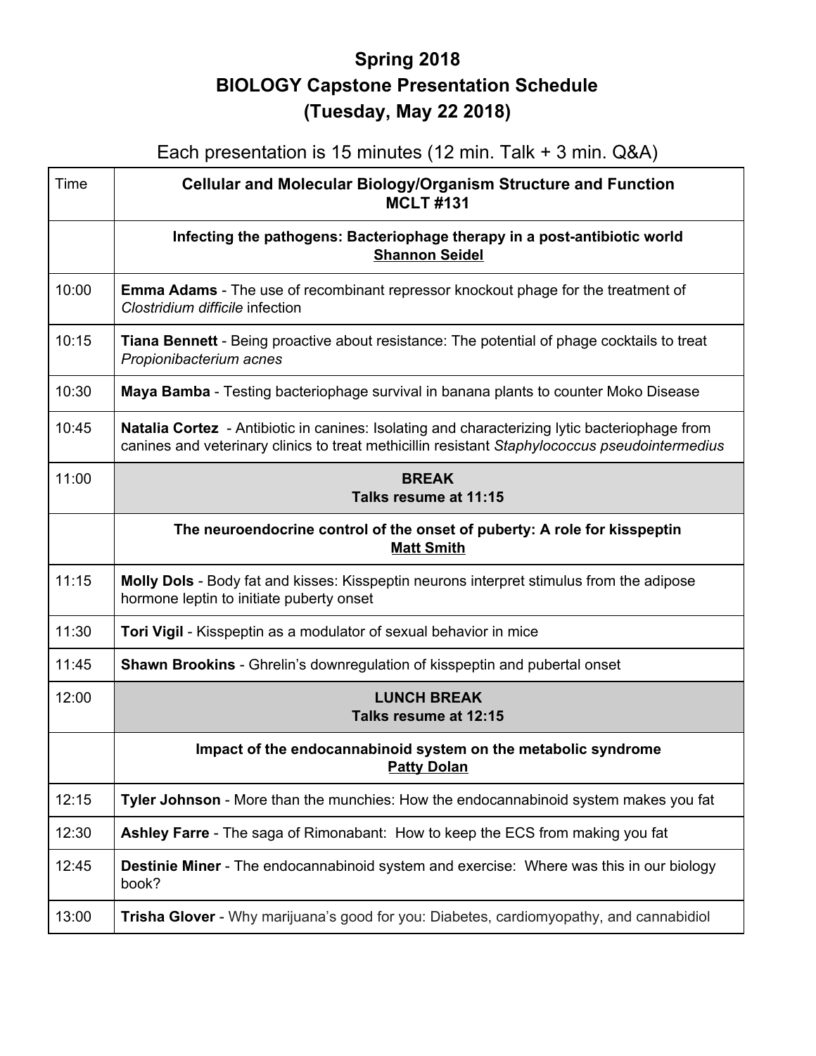# Spring 2018
# BIOLOGY Capstone Presentation Schedule
# (Tuesday, May 22 2018)

Each presentation is 15 minutes (12 min. Talk + 3 min. Q&A)

| Time | **Cellular and Molecular Biology/Organism Structure and Function MCLT #131** |
|---|---|
| | **Infecting the pathogens: Bacteriophage therapy in a post-antibiotic world** <u>**Shannon Seidel**</u> |
| 10:00 | **Emma Adams** - The use of recombinant repressor knockout phage for the treatment of *Clostridium difficile* infection |
| 10:15 | **Tiana Bennett** - Being proactive about resistance: The potential of phage cocktails to treat *Propionibacterium acnes* |
| 10:30 | **Maya Bamba** - Testing bacteriophage survival in banana plants to counter Moko Disease |
| 10:45 | **Natalia Cortez** - Antibiotic in canines: Isolating and characterizing lytic bacteriophage from canines and veterinary clinics to treat methicillin resistant *Staphylococcus pseudointermedius* |
| 11:00 | **BREAK** **Talks resume at 11:15** |
| | **The neuroendocrine control of the onset of puberty: A role for kisspeptin** <u>**Matt Smith**</u> |
| 11:15 | **Molly Dols** - Body fat and kisses: Kisspeptin neurons interpret stimulus from the adipose hormone leptin to initiate puberty onset |
| 11:30 | **Tori Vigil** - Kisspeptin as a modulator of sexual behavior in mice |
| 11:45 | **Shawn Brookins** - Ghrelin's downregulation of kisspeptin and pubertal onset |
| 12:00 | **LUNCH BREAK** **Talks resume at 12:15** |
| | **Impact of the endocannabinoid system on the metabolic syndrome** <u>**Patty Dolan**</u> |
| 12:15 | **Tyler Johnson** - More than the munchies: How the endocannabinoid system makes you fat |
| 12:30 | **Ashley Farre** - The saga of Rimonabant: How to keep the ECS from making you fat |
| 12:45 | **Destinie Miner** - The endocannabinoid system and exercise: Where was this in our biology book? |
| 13:00 | **Trisha Glover** - Why marijuana's good for you: Diabetes, cardiomyopathy, and cannabidiol |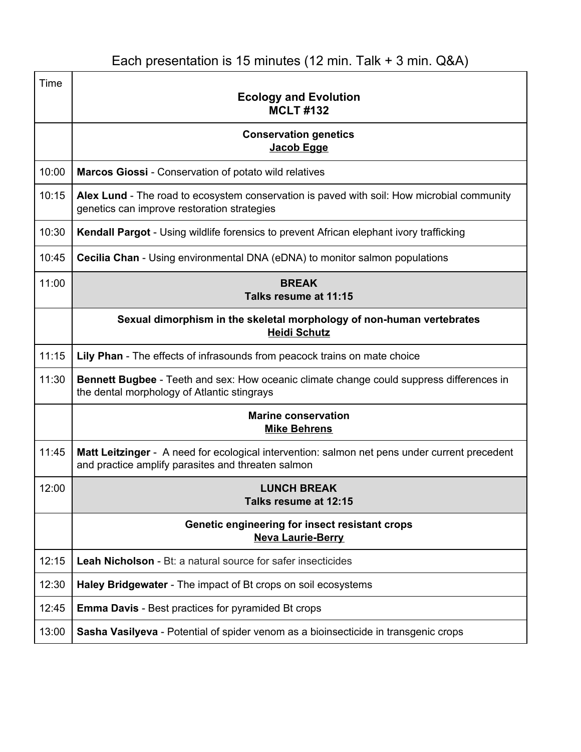Each presentation is 15 minutes (12 min. Talk + 3 min. Q&A)

| Time | **Ecology and Evolution**<br>**MCLT #132** |
|---|---|
| | **Conservation genetics**<br>**Jacob Egge** |
| 10:00 | **Marcos Giossi** - Conservation of potato wild relatives |
| 10:15 | **Alex Lund** - The road to ecosystem conservation is paved with soil: How microbial community genetics can improve restoration strategies |
| 10:30 | **Kendall Pargot** - Using wildlife forensics to prevent African elephant ivory trafficking |
| 10:45 | **Cecilia Chan** - Using environmental DNA (eDNA) to monitor salmon populations |
| 11:00 | **BREAK**<br>**Talks resume at 11:15** |
| | **Sexual dimorphism in the skeletal morphology of non-human vertebrates**<br>**Heidi Schutz** |
| 11:15 | **Lily Phan** - The effects of infrasounds from peacock trains on mate choice |
| 11:30 | **Bennett Bugbee** - Teeth and sex: How oceanic climate change could suppress differences in the dental morphology of Atlantic stingrays |
| | **Marine conservation**<br>**Mike Behrens** |
| 11:45 | **Matt Leitzinger** - A need for ecological intervention: salmon net pens under current precedent and practice amplify parasites and threaten salmon |
| 12:00 | **LUNCH BREAK**<br>**Talks resume at 12:15** |
| | **Genetic engineering for insect resistant crops**<br>**Neva Laurie-Berry** |
| 12:15 | **Leah Nicholson** - Bt: a natural source for safer insecticides |
| 12:30 | **Haley Bridgewater** - The impact of Bt crops on soil ecosystems |
| 12:45 | **Emma Davis** - Best practices for pyramided Bt crops |
| 13:00 | **Sasha Vasilyeva** - Potential of spider venom as a bioinsecticide in transgenic crops |